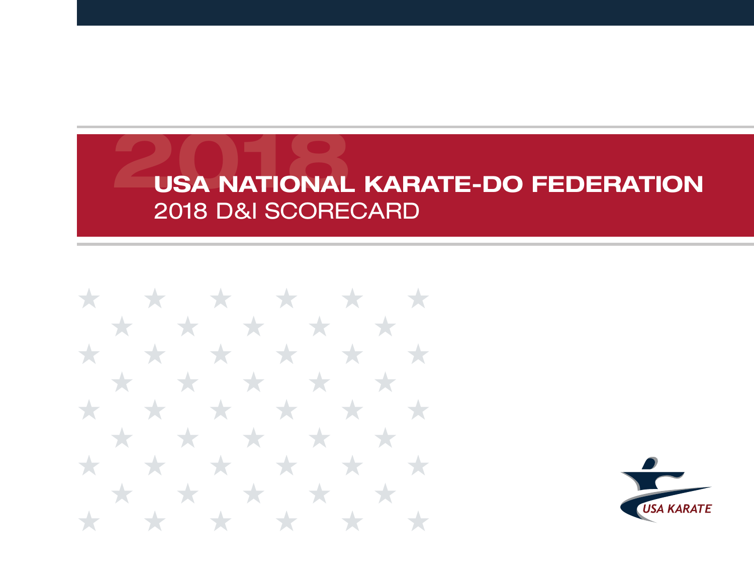# USA NATIONAL KARATE-DO FEDERATION

## 2018 D&I SCORECARD

USA KARATE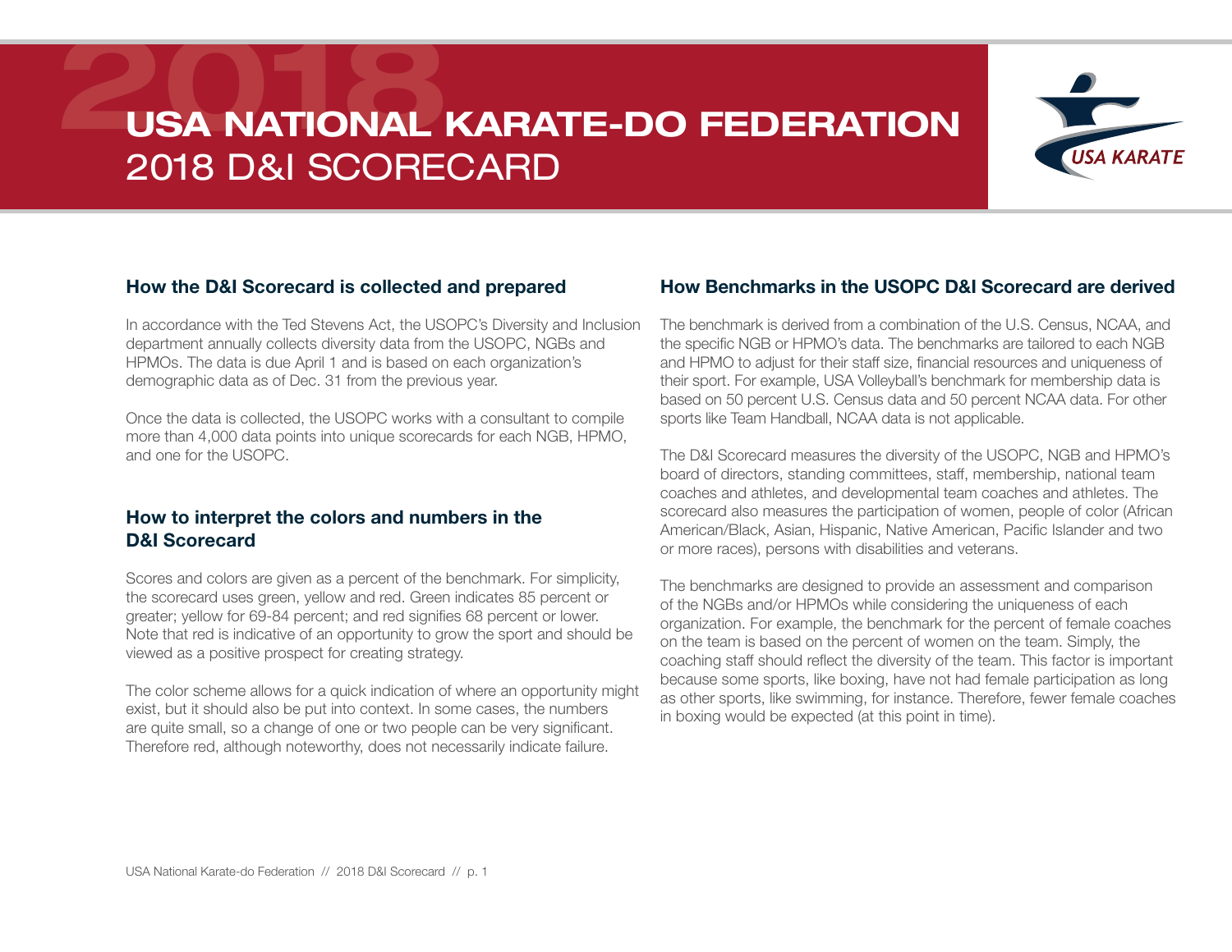# USA NATIONAL KARATE-DO FEDERATION
## 2018 D&I SCORECARD

### How the D&I Scorecard is collected and prepared

In accordance with the Ted Stevens Act, the USOPC's Diversity and Inclusion department annually collects diversity data from the USOPC, NGBs and HPMOs. The data is due April 1 and is based on each organization's demographic data as of Dec. 31 from the previous year.

Once the data is collected, the USOPC works with a consultant to compile more than 4,000 data points into unique scorecards for each NGB, HPMO, and one for the USOPC.

### How to interpret the colors and numbers in the D&I Scorecard

Scores and colors are given as a percent of the benchmark. For simplicity, the scorecard uses green, yellow and red. Green indicates 85 percent or greater; yellow for 69-84 percent; and red signifies 68 percent or lower. Note that red is indicative of an opportunity to grow the sport and should be viewed as a positive prospect for creating strategy.

The color scheme allows for a quick indication of where an opportunity might exist, but it should also be put into context. In some cases, the numbers are quite small, so a change of one or two people can be very significant. Therefore red, although noteworthy, does not necessarily indicate failure.

### How Benchmarks in the USOPC D&I Scorecard are derived

The benchmark is derived from a combination of the U.S. Census, NCAA, and the specific NGB or HPMO's data. The benchmarks are tailored to each NGB and HPMO to adjust for their staff size, financial resources and uniqueness of their sport. For example, USA Volleyball's benchmark for membership data is based on 50 percent U.S. Census data and 50 percent NCAA data. For other sports like Team Handball, NCAA data is not applicable.

The D&I Scorecard measures the diversity of the USOPC, NGB and HPMO's board of directors, standing committees, staff, membership, national team coaches and athletes, and developmental team coaches and athletes. The scorecard also measures the participation of women, people of color (African American/Black, Asian, Hispanic, Native American, Pacific Islander and two or more races), persons with disabilities and veterans.

The benchmarks are designed to provide an assessment and comparison of the NGBs and/or HPMOs while considering the uniqueness of each organization. For example, the benchmark for the percent of female coaches on the team is based on the percent of women on the team. Simply, the coaching staff should reflect the diversity of the team. This factor is important because some sports, like boxing, have not had female participation as long as other sports, like swimming, for instance. Therefore, fewer female coaches in boxing would be expected (at this point in time).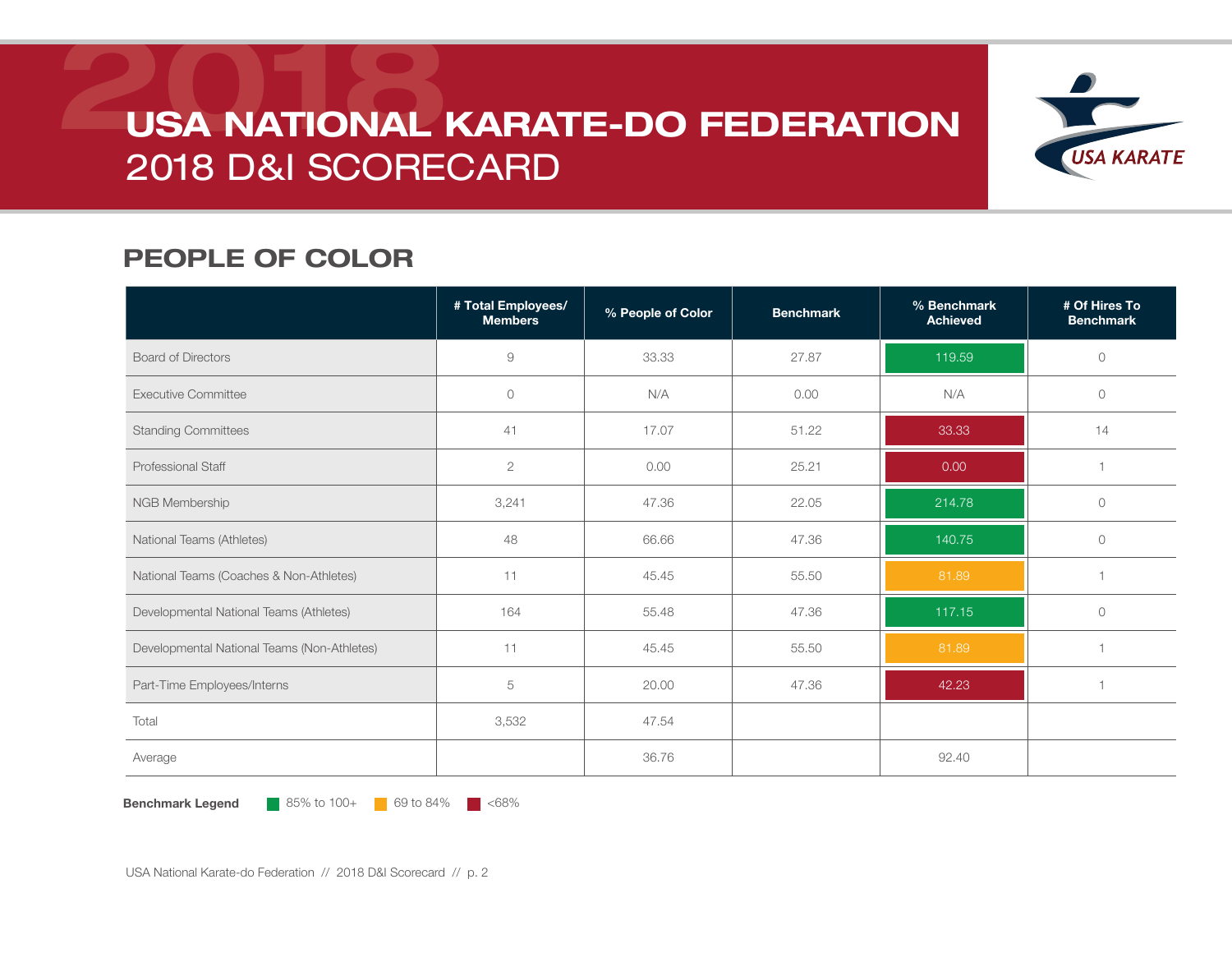# USA NATIONAL KARATE-DO FEDERATION
# 2018 D&I SCORECARD

## PEOPLE OF COLOR

| | # Total Employees/ Members | % People of Color | Benchmark | % Benchmark Achieved | # Of Hires To Benchmark |
|---|---|---|---|---|---|
| Board of Directors | 9 | 33.33 | 27.87 | 119.59 | 0 |
| Executive Committee | 0 | N/A | 0.00 | N/A | 0 |
| Standing Committees | 41 | 17.07 | 51.22 | 33.33 | 14 |
| Professional Staff | 2 | 0.00 | 25.21 | 0.00 | 1 |
| NGB Membership | 3,241 | 47.36 | 22.05 | 214.78 | 0 |
| National Teams (Athletes) | 48 | 66.66 | 47.36 | 140.75 | 0 |
| National Teams (Coaches & Non-Athletes) | 11 | 45.45 | 55.50 | 81.89 | 1 |
| Developmental National Teams (Athletes) | 164 | 55.48 | 47.36 | 117.15 | 0 |
| Developmental National Teams (Non-Athletes) | 11 | 45.45 | 55.50 | 81.89 | 1 |
| Part-Time Employees/Interns | 5 | 20.00 | 47.36 | 42.23 | 1 |
| Total | 3,532 | 47.54 | | | |
| Average | | 36.76 | | 92.40 | |

**Benchmark Legend** 85% to 100+ 69 to 84% <68%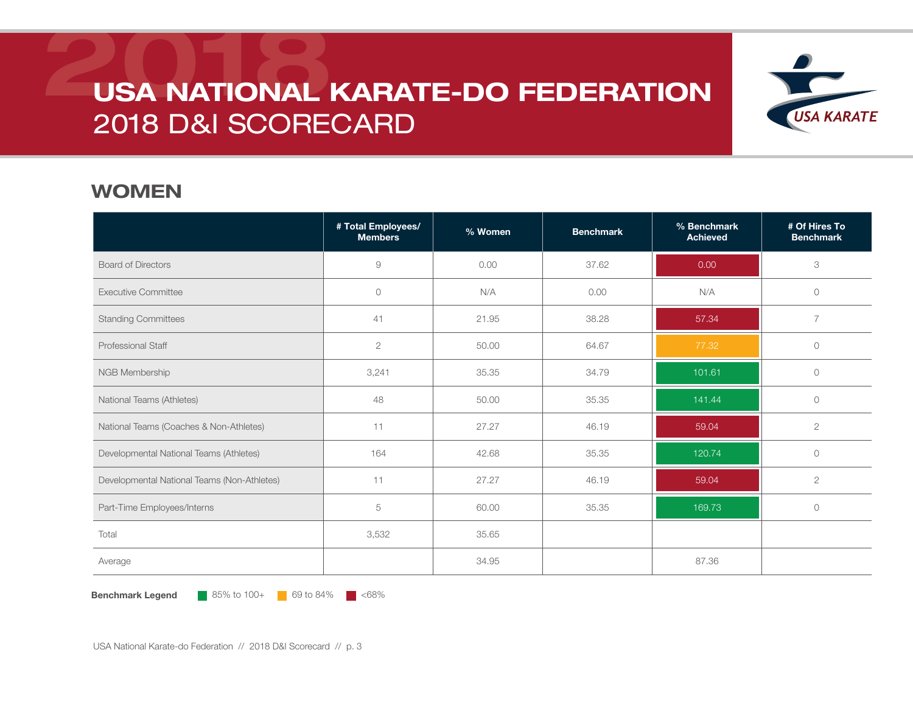# USA NATIONAL KARATE-DO FEDERATION
## 2018 D&I SCORECARD

## WOMEN

| | # Total Employees/ Members | % Women | Benchmark | % Benchmark Achieved | # Of Hires To Benchmark |
|---|---|---|---|---|---|
| Board of Directors | 9 | 0.00 | 37.62 | 0.00 | 3 |
| Executive Committee | 0 | N/A | 0.00 | N/A | 0 |
| Standing Committees | 41 | 21.95 | 38.28 | 57.34 | 7 |
| Professional Staff | 2 | 50.00 | 64.67 | 77.32 | 0 |
| NGB Membership | 3,241 | 35.35 | 34.79 | 101.61 | 0 |
| National Teams (Athletes) | 48 | 50.00 | 35.35 | 141.44 | 0 |
| National Teams (Coaches & Non-Athletes) | 11 | 27.27 | 46.19 | 59.04 | 2 |
| Developmental National Teams (Athletes) | 164 | 42.68 | 35.35 | 120.74 | 0 |
| Developmental National Teams (Non-Athletes) | 11 | 27.27 | 46.19 | 59.04 | 2 |
| Part-Time Employees/Interns | 5 | 60.00 | 35.35 | 169.73 | 0 |
| Total | 3,532 | 35.65 | | | |
| Average | | 34.95 | | 87.36 | |

**Benchmark Legend** 85% to 100+ 69 to 84% <68%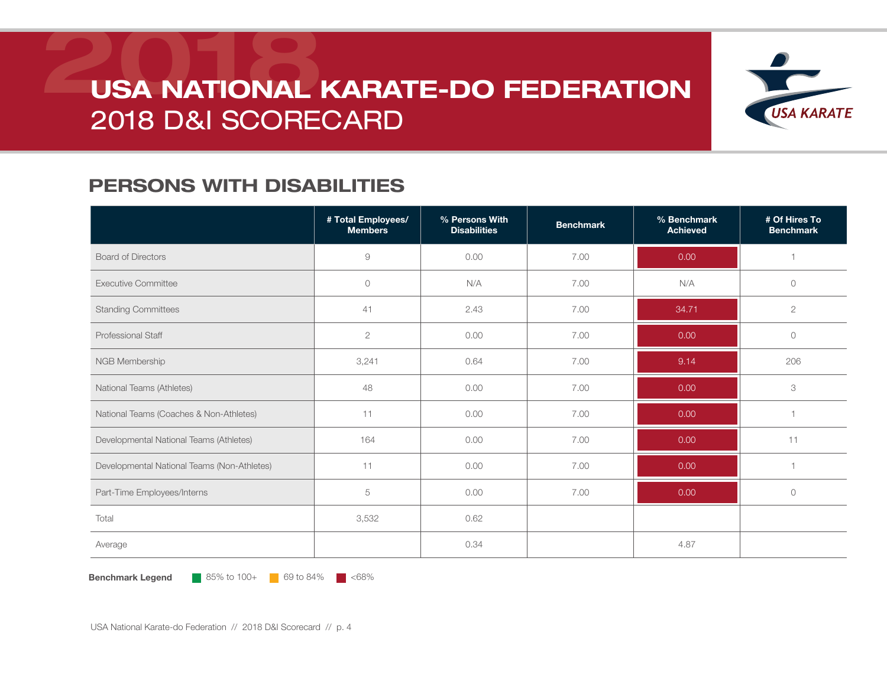# USA NATIONAL KARATE-DO FEDERATION
## 2018 D&I SCORECARD

## PERSONS WITH DISABILITIES

| | # Total Employees/ Members | % Persons With Disabilities | Benchmark | % Benchmark Achieved | # Of Hires To Benchmark |
|---|---|---|---|---|---|
| Board of Directors | 9 | 0.00 | 7.00 | 0.00 | 1 |
| Executive Committee | 0 | N/A | 7.00 | N/A | 0 |
| Standing Committees | 41 | 2.43 | 7.00 | 34.71 | 2 |
| Professional Staff | 2 | 0.00 | 7.00 | 0.00 | 0 |
| NGB Membership | 3,241 | 0.64 | 7.00 | 9.14 | 206 |
| National Teams (Athletes) | 48 | 0.00 | 7.00 | 0.00 | 3 |
| National Teams (Coaches & Non-Athletes) | 11 | 0.00 | 7.00 | 0.00 | 1 |
| Developmental National Teams (Athletes) | 164 | 0.00 | 7.00 | 0.00 | 11 |
| Developmental National Teams (Non-Athletes) | 11 | 0.00 | 7.00 | 0.00 | 1 |
| Part-Time Employees/Interns | 5 | 0.00 | 7.00 | 0.00 | 0 |
| Total | 3,532 | 0.62 | | | |
| Average | | 0.34 | | 4.87 | |

**Benchmark Legend** 85% to 100+ 69 to 84% <68%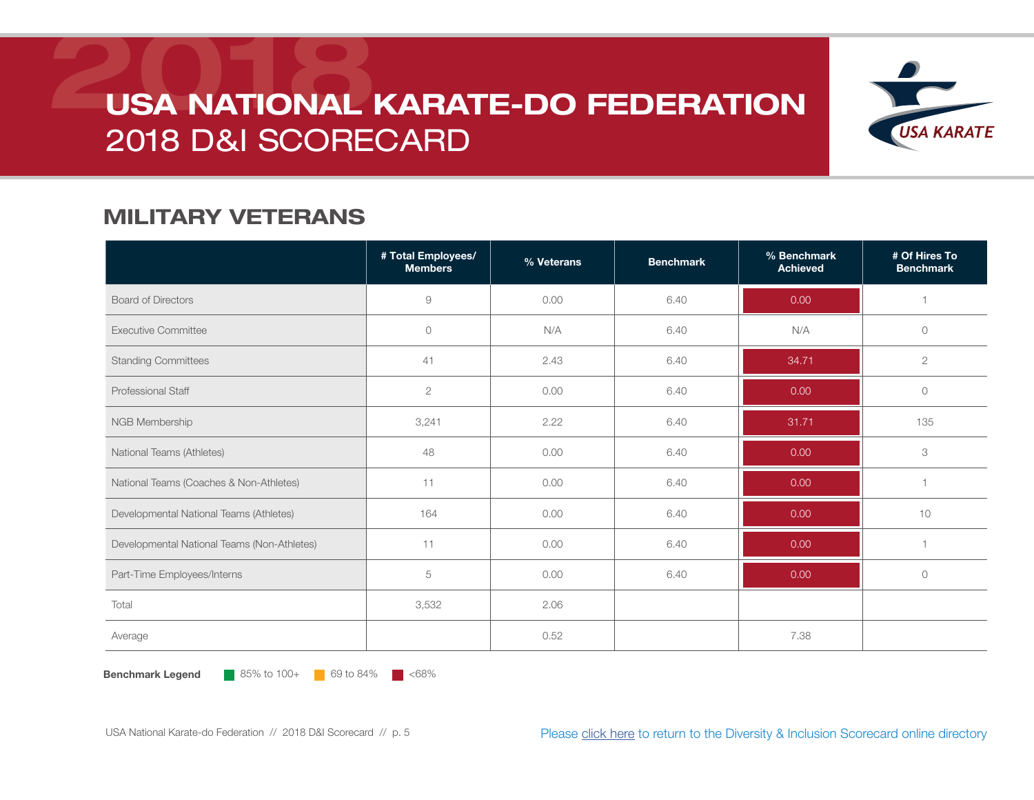# USA NATIONAL KARATE-DO FEDERATION
## 2018 D&I SCORECARD

## MILITARY VETERANS

| | # Total Employees/ Members | % Veterans | Benchmark | % Benchmark Achieved | # Of Hires To Benchmark |
|---|---|---|---|---|---|
| Board of Directors | 9 | 0.00 | 6.40 | 0.00 | 1 |
| Executive Committee | 0 | N/A | 6.40 | N/A | 0 |
| Standing Committees | 41 | 2.43 | 6.40 | 34.71 | 2 |
| Professional Staff | 2 | 0.00 | 6.40 | 0.00 | 0 |
| NGB Membership | 3,241 | 2.22 | 6.40 | 31.71 | 135 |
| National Teams (Athletes) | 48 | 0.00 | 6.40 | 0.00 | 3 |
| National Teams (Coaches & Non-Athletes) | 11 | 0.00 | 6.40 | 0.00 | 1 |
| Developmental National Teams (Athletes) | 164 | 0.00 | 6.40 | 0.00 | 10 |
| Developmental National Teams (Non-Athletes) | 11 | 0.00 | 6.40 | 0.00 | 1 |
| Part-Time Employees/Interns | 5 | 0.00 | 6.40 | 0.00 | 0 |
| Total | 3,532 | 2.06 | | | |
| Average | | 0.52 | | 7.38 | |

**Benchmark Legend** 85% to 100+ 69 to 84% <68%

Please click here to return to the Diversity & Inclusion Scorecard online directory